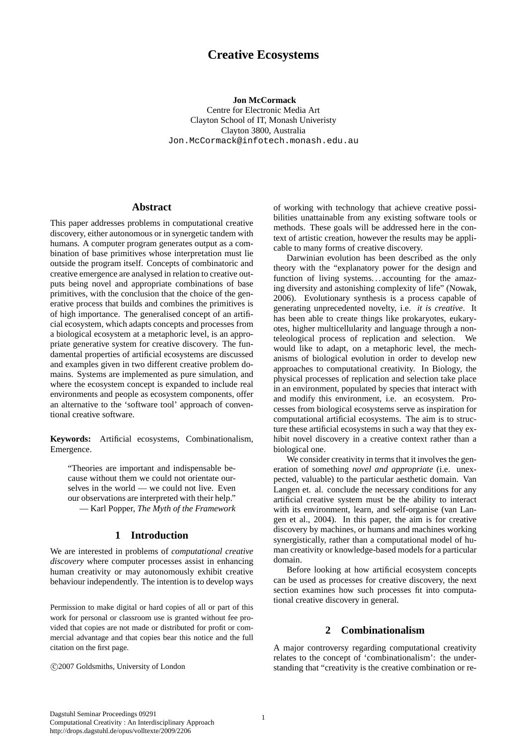# Creative Ecosystems

**Jon McCormack**
Centre for Electronic Media Art
Clayton School of IT, Monash Univeristy
Clayton 3800, Australia
Jon.McCormack@infotech.monash.edu.au

## Abstract

This paper addresses problems in computational creative discovery, either autonomous or in synergetic tandem with humans. A computer program generates output as a combination of base primitives whose interpretation must lie outside the program itself. Concepts of combinatoric and creative emergence are analysed in relation to creative outputs being novel and appropriate combinations of base primitives, with the conclusion that the choice of the generative process that builds and combines the primitives is of high importance. The generalised concept of an artificial ecosystem, which adapts concepts and processes from a biological ecosystem at a metaphoric level, is an appropriate generative system for creative discovery. The fundamental properties of artificial ecosystems are discussed and examples given in two different creative problem domains. Systems are implemented as pure simulation, and where the ecosystem concept is expanded to include real environments and people as ecosystem components, offer an alternative to the 'software tool' approach of conventional creative software.

**Keywords:** Artificial ecosystems, Combinationalism, Emergence.

> "Theories are important and indispensable because without them we could not orientate ourselves in the world — we could not live. Even our observations are interpreted with their help."
> — Karl Popper, *The Myth of the Framework*

## 1 Introduction

We are interested in problems of *computational creative discovery* where computer processes assist in enhancing human creativity or may autonomously exhibit creative behaviour independently. The intention is to develop ways of working with technology that achieve creative possibilities unattainable from any existing software tools or methods. These goals will be addressed here in the context of artistic creation, however the results may be applicable to many forms of creative discovery.

Darwinian evolution has been described as the only theory with the "explanatory power for the design and function of living systems…accounting for the amazing diversity and astonishing complexity of life" (Nowak, 2006). Evolutionary synthesis is a process capable of generating unprecedented novelty, i.e. *it is creative*. It has been able to create things like prokaryotes, eukaryotes, higher multicellularity and language through a non-teleological process of replication and selection. We would like to adapt, on a metaphoric level, the mechanisms of biological evolution in order to develop new approaches to computational creativity. In Biology, the physical processes of replication and selection take place in an environment, populated by species that interact with and modify this environment, i.e. an ecosystem. Processes from biological ecosystems serve as inspiration for computational artificial ecosystems. The aim is to structure these artificial ecosystems in such a way that they exhibit novel discovery in a creative context rather than a biological one.

We consider creativity in terms that it involves the generation of something *novel and appropriate* (i.e. unexpected, valuable) to the particular aesthetic domain. Van Langen et. al. conclude the necessary conditions for any artificial creative system must be the ability to interact with its environment, learn, and self-organise (van Langen et al., 2004). In this paper, the aim is for creative discovery by machines, or humans and machines working synergistically, rather than a computational model of human creativity or knowledge-based models for a particular domain.

Before looking at how artificial ecosystem concepts can be used as processes for creative discovery, the next section examines how such processes fit into computational creative discovery in general.

## 2 Combinationalism

A major controversy regarding computational creativity relates to the concept of 'combinationalism': the understanding that "creativity is the creative combination or re-

Permission to make digital or hard copies of all or part of this work for personal or classroom use is granted without fee provided that copies are not made or distributed for profit or commercial advantage and that copies bear this notice and the full citation on the first page.

©2007 Goldsmiths, University of London

Dagstuhl Seminar Proceedings 09291
Computational Creativity : An Interdisciplinary Approach
http://drops.dagstuhl.de/opus/volltexte/2009/2206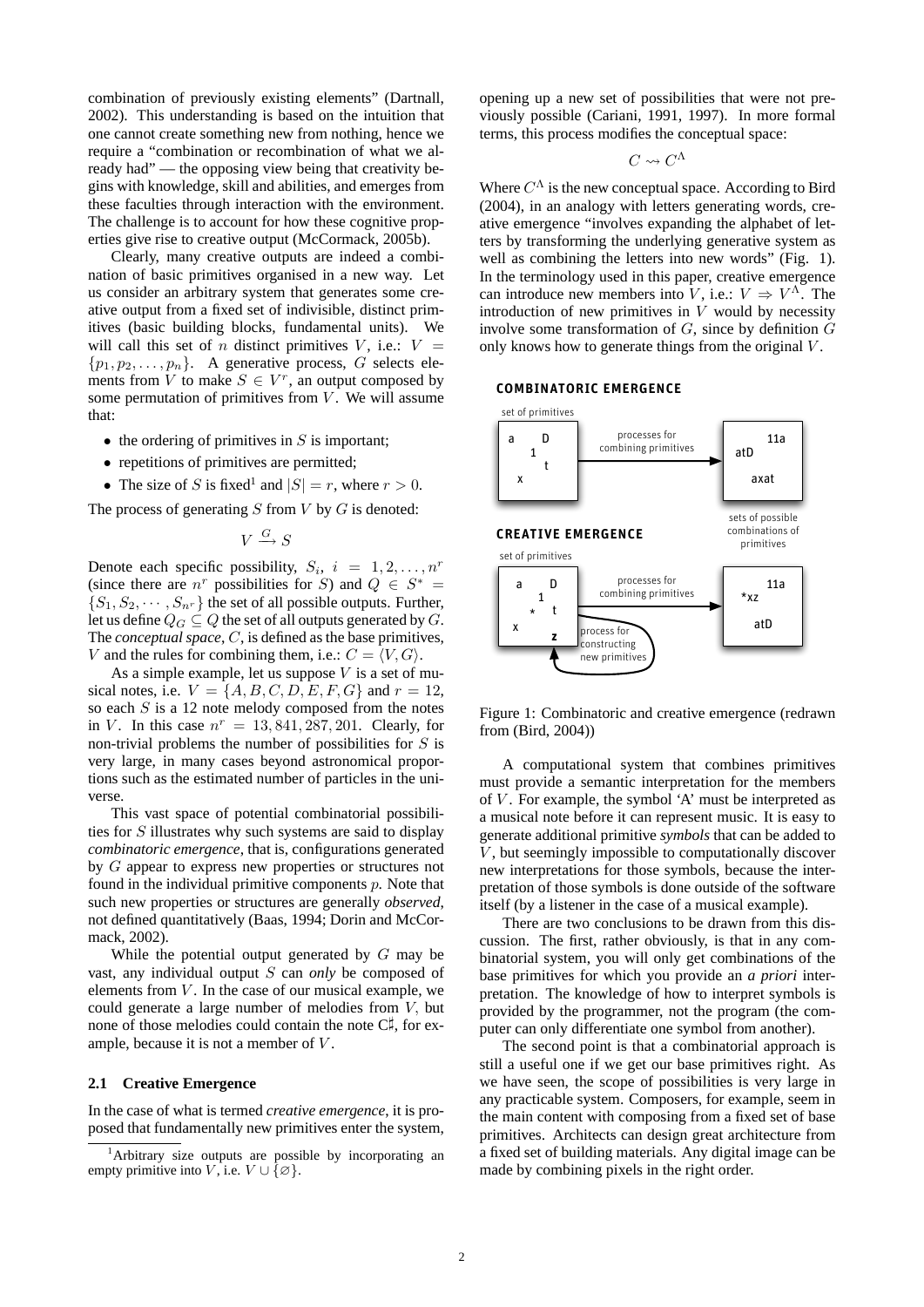combination of previously existing elements" (Dartnall, 2002). This understanding is based on the intuition that one cannot create something new from nothing, hence we require a "combination or recombination of what we already had" — the opposing view being that creativity begins with knowledge, skill and abilities, and emerges from these faculties through interaction with the environment. The challenge is to account for how these cognitive properties give rise to creative output (McCormack, 2005b).

Clearly, many creative outputs are indeed a combination of basic primitives organised in a new way. Let us consider an arbitrary system that generates some creative output from a fixed set of indivisible, distinct primitives (basic building blocks, fundamental units). We will call this set of $n$ distinct primitives $V$, i.e.: $V = \{p_1, p_2, \ldots, p_n\}$. A generative process, $G$ selects elements from $V$ to make $S \in V^r$, an output composed by some permutation of primitives from $V$. We will assume that:

- the ordering of primitives in $S$ is important;
- repetitions of primitives are permitted;
- The size of $S$ is fixed[1] and $|S| = r$, where $r > 0$.

The process of generating $S$ from $V$ by $G$ is denoted:

$$V \xrightarrow{G} S$$

Denote each specific possibility, $S_i$, $i = 1, 2, \ldots, n^r$ (since there are $n^r$ possibilities for $S$) and $Q \in S^* = \{S_1, S_2, \cdots, S_{n^r}\}$ the set of all possible outputs. Further, let us define $Q_G \subseteq Q$ the set of all outputs generated by $G$. The *conceptual space*, $C$, is defined as the base primitives, $V$ and the rules for combining them, i.e.: $C = \langle V, G \rangle$.

As a simple example, let us suppose $V$ is a set of musical notes, i.e. $V = \{A, B, C, D, E, F, G\}$ and $r = 12$, so each $S$ is a 12 note melody composed from the notes in $V$. In this case $n^r = 13,841,287,201$. Clearly, for non-trivial problems the number of possibilities for $S$ is very large, in many cases beyond astronomical proportions such as the estimated number of particles in the universe.

This vast space of potential combinatorial possibilities for $S$ illustrates why such systems are said to display *combinatoric emergence*, that is, configurations generated by $G$ appear to express new properties or structures not found in the individual primitive components $p$. Note that such new properties or structures are generally *observed*, not defined quantitatively (Baas, 1994; Dorin and McCormack, 2002).

While the potential output generated by $G$ may be vast, any individual output $S$ can *only* be composed of elements from $V$. In the case of our musical example, we could generate a large number of melodies from $V$, but none of those melodies could contain the note C♯, for example, because it is not a member of $V$.

### 2.1 Creative Emergence

In the case of what is termed *creative emergence*, it is proposed that fundamentally new primitives enter the system, opening up a new set of possibilities that were not previously possible (Cariani, 1991, 1997). In more formal terms, this process modifies the conceptual space:

$$C \rightsquigarrow C^{\Lambda}$$

Where $C^{\Lambda}$ is the new conceptual space. According to Bird (2004), in an analogy with letters generating words, creative emergence "involves expanding the alphabet of letters by transforming the underlying generative system as well as combining the letters into new words" (Fig. 1). In the terminology used in this paper, creative emergence can introduce new members into $V$, i.e.: $V \Rightarrow V^{\Lambda}$. The introduction of new primitives in $V$ would by necessity involve some transformation of $G$, since by definition $G$ only knows how to generate things from the original $V$.

Figure 1: Combinatoric and creative emergence (redrawn from (Bird, 2004))

A computational system that combines primitives must provide a semantic interpretation for the members of $V$. For example, the symbol 'A' must be interpreted as a musical note before it can represent music. It is easy to generate additional primitive *symbols* that can be added to $V$, but seemingly impossible to computationally discover new interpretations for those symbols, because the interpretation of those symbols is done outside of the software itself (by a listener in the case of a musical example).

There are two conclusions to be drawn from this discussion. The first, rather obviously, is that in any combinatorial system, you will only get combinations of the base primitives for which you provide an *a priori* interpretation. The knowledge of how to interpret symbols is provided by the programmer, not the program (the computer can only differentiate one symbol from another).

The second point is that a combinatorial approach is still a useful one if we get our base primitives right. As we have seen, the scope of possibilities is very large in any practicable system. Composers, for example, seem in the main content with composing from a fixed set of base primitives. Architects can design great architecture from a fixed set of building materials. Any digital image can be made by combining pixels in the right order.

[1] Arbitrary size outputs are possible by incorporating an empty primitive into $V$, i.e. $V \cup \{\varnothing\}$.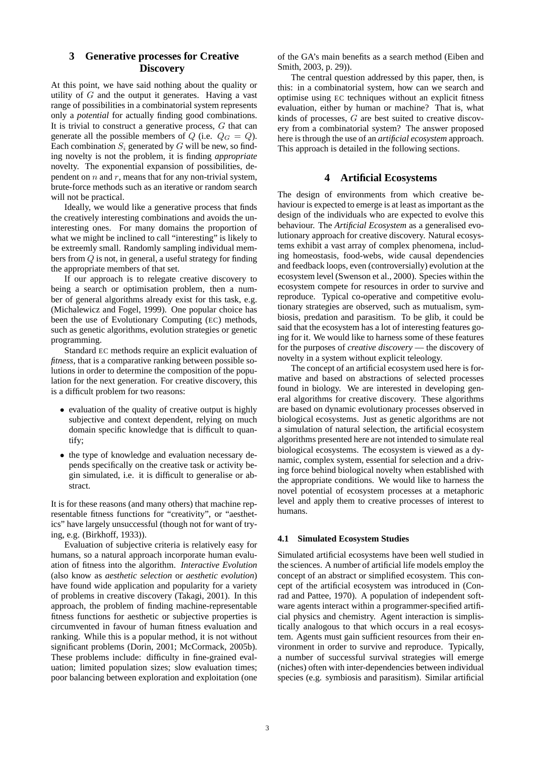## 3 Generative processes for Creative Discovery

At this point, we have said nothing about the quality or utility of $G$ and the output it generates. Having a vast range of possibilities in a combinatorial system represents only a *potential* for actually finding good combinations. It is trivial to construct a generative process, $G$ that can generate all the possible members of $Q$ (i.e. $Q_G = Q$). Each combination $S_i$ generated by $G$ will be new, so finding novelty is not the problem, it is finding *appropriate* novelty. The exponential expansion of possibilities, dependent on $n$ and $r$, means that for any non-trivial system, brute-force methods such as an iterative or random search will not be practical.

Ideally, we would like a generative process that finds the creatively interesting combinations and avoids the uninteresting ones. For many domains the proportion of what we might be inclined to call "interesting" is likely to be extreemly small. Randomly sampling individual members from $Q$ is not, in general, a useful strategy for finding the appropriate members of that set.

If our approach is to relegate creative discovery to being a search or optimisation problem, then a number of general algorithms already exist for this task, e.g. (Michalewicz and Fogel, 1999). One popular choice has been the use of Evolutionary Computing (EC) methods, such as genetic algorithms, evolution strategies or genetic programming.

Standard EC methods require an explicit evaluation of *fitness*, that is a comparative ranking between possible solutions in order to determine the composition of the population for the next generation. For creative discovery, this is a difficult problem for two reasons:

- evaluation of the quality of creative output is highly subjective and context dependent, relying on much domain specific knowledge that is difficult to quantify;
- the type of knowledge and evaluation necessary depends specifically on the creative task or activity begin simulated, i.e. it is difficult to generalise or abstract.

It is for these reasons (and many others) that machine representable fitness functions for "creativity", or "aesthetics" have largely unsuccessful (though not for want of trying, e.g. (Birkhoff, 1933)).

Evaluation of subjective criteria is relatively easy for humans, so a natural approach incorporate human evaluation of fitness into the algorithm. *Interactive Evolution* (also know as *aesthetic selection* or *aesthetic evolution*) have found wide application and popularity for a variety of problems in creative discovery (Takagi, 2001). In this approach, the problem of finding machine-representable fitness functions for aesthetic or subjective properties is circumvented in favour of human fitness evaluation and ranking. While this is a popular method, it is not without significant problems (Dorin, 2001; McCormack, 2005b). These problems include: difficulty in fine-grained evaluation; limited population sizes; slow evaluation times; poor balancing between exploration and exploitation (one of the GA's main benefits as a search method (Eiben and Smith, 2003, p. 29)).

The central question addressed by this paper, then, is this: in a combinatorial system, how can we search and optimise using EC techniques without an explicit fitness evaluation, either by human or machine? That is, what kinds of processes, $G$ are best suited to creative discovery from a combinatorial system? The answer proposed here is through the use of an *artificial ecosystem* approach. This approach is detailed in the following sections.

## 4 Artificial Ecosystems

The design of environments from which creative behaviour is expected to emerge is at least as important as the design of the individuals who are expected to evolve this behaviour. The *Artificial Ecosystem* as a generalised evolutionary approach for creative discovery. Natural ecosystems exhibit a vast array of complex phenomena, including homeostasis, food-webs, wide causal dependencies and feedback loops, even (controversially) evolution at the ecosystem level (Swenson et al., 2000). Species within the ecosystem compete for resources in order to survive and reproduce. Typical co-operative and competitive evolutionary strategies are observed, such as mutualism, symbiosis, predation and parasitism. To be glib, it could be said that the ecosystem has a lot of interesting features going for it. We would like to harness some of these features for the purposes of *creative discovery* — the discovery of novelty in a system without explicit teleology.

The concept of an artificial ecosystem used here is formative and based on abstractions of selected processes found in biology. We are interested in developing general algorithms for creative discovery. These algorithms are based on dynamic evolutionary processes observed in biological ecosystems. Just as genetic algorithms are not a simulation of natural selection, the artificial ecosystem algorithms presented here are not intended to simulate real biological ecosystems. The ecosystem is viewed as a dynamic, complex system, essential for selection and a driving force behind biological novelty when established with the appropriate conditions. We would like to harness the novel potential of ecosystem processes at a metaphoric level and apply them to creative processes of interest to humans.

### 4.1 Simulated Ecosystem Studies

Simulated artificial ecosystems have been well studied in the sciences. A number of artificial life models employ the concept of an abstract or simplified ecosystem. This concept of the artificial ecosystem was introduced in (Conrad and Pattee, 1970). A population of independent software agents interact within a programmer-specified artificial physics and chemistry. Agent interaction is simplistically analogous to that which occurs in a real ecosystem. Agents must gain sufficient resources from their environment in order to survive and reproduce. Typically, a number of successful survival strategies will emerge (niches) often with inter-dependencies between individual species (e.g. symbiosis and parasitism). Similar artificial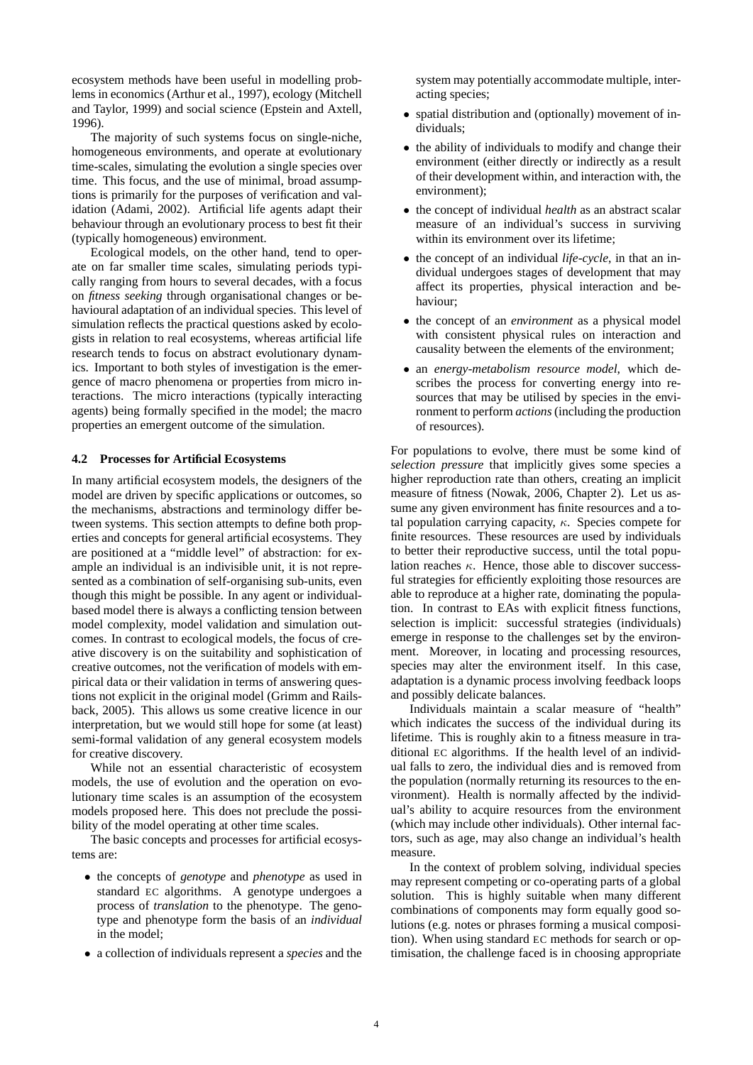ecosystem methods have been useful in modelling problems in economics (Arthur et al., 1997), ecology (Mitchell and Taylor, 1999) and social science (Epstein and Axtell, 1996).

The majority of such systems focus on single-niche, homogeneous environments, and operate at evolutionary time-scales, simulating the evolution a single species over time. This focus, and the use of minimal, broad assumptions is primarily for the purposes of verification and validation (Adami, 2002). Artificial life agents adapt their behaviour through an evolutionary process to best fit their (typically homogeneous) environment.

Ecological models, on the other hand, tend to operate on far smaller time scales, simulating periods typically ranging from hours to several decades, with a focus on *fitness seeking* through organisational changes or behavioural adaptation of an individual species. This level of simulation reflects the practical questions asked by ecologists in relation to real ecosystems, whereas artificial life research tends to focus on abstract evolutionary dynamics. Important to both styles of investigation is the emergence of macro phenomena or properties from micro interactions. The micro interactions (typically interacting agents) being formally specified in the model; the macro properties an emergent outcome of the simulation.

### 4.2 Processes for Artificial Ecosystems

In many artificial ecosystem models, the designers of the model are driven by specific applications or outcomes, so the mechanisms, abstractions and terminology differ between systems. This section attempts to define both properties and concepts for general artificial ecosystems. They are positioned at a "middle level" of abstraction: for example an individual is an indivisible unit, it is not represented as a combination of self-organising sub-units, even though this might be possible. In any agent or individual-based model there is always a conflicting tension between model complexity, model validation and simulation outcomes. In contrast to ecological models, the focus of creative discovery is on the suitability and sophistication of creative outcomes, not the verification of models with empirical data or their validation in terms of answering questions not explicit in the original model (Grimm and Railsback, 2005). This allows us some creative licence in our interpretation, but we would still hope for some (at least) semi-formal validation of any general ecosystem models for creative discovery.

While not an essential characteristic of ecosystem models, the use of evolution and the operation on evolutionary time scales is an assumption of the ecosystem models proposed here. This does not preclude the possibility of the model operating at other time scales.

The basic concepts and processes for artificial ecosystems are:

- the concepts of *genotype* and *phenotype* as used in standard EC algorithms. A genotype undergoes a process of *translation* to the phenotype. The genotype and phenotype form the basis of an *individual* in the model;
- a collection of individuals represent a *species* and the system may potentially accommodate multiple, interacting species;
- spatial distribution and (optionally) movement of individuals;
- the ability of individuals to modify and change their environment (either directly or indirectly as a result of their development within, and interaction with, the environment);
- the concept of individual *health* as an abstract scalar measure of an individual's success in surviving within its environment over its lifetime;
- the concept of an individual *life-cycle*, in that an individual undergoes stages of development that may affect its properties, physical interaction and behaviour;
- the concept of an *environment* as a physical model with consistent physical rules on interaction and causality between the elements of the environment;
- an *energy-metabolism resource model*, which describes the process for converting energy into resources that may be utilised by species in the environment to perform *actions* (including the production of resources).

For populations to evolve, there must be some kind of *selection pressure* that implicitly gives some species a higher reproduction rate than others, creating an implicit measure of fitness (Nowak, 2006, Chapter 2). Let us assume any given environment has finite resources and a total population carrying capacity, $\kappa$. Species compete for finite resources. These resources are used by individuals to better their reproductive success, until the total population reaches $\kappa$. Hence, those able to discover successful strategies for efficiently exploiting those resources are able to reproduce at a higher rate, dominating the population. In contrast to EAs with explicit fitness functions, selection is implicit: successful strategies (individuals) emerge in response to the challenges set by the environment. Moreover, in locating and processing resources, species may alter the environment itself. In this case, adaptation is a dynamic process involving feedback loops and possibly delicate balances.

Individuals maintain a scalar measure of "health" which indicates the success of the individual during its lifetime. This is roughly akin to a fitness measure in traditional EC algorithms. If the health level of an individual falls to zero, the individual dies and is removed from the population (normally returning its resources to the environment). Health is normally affected by the individual's ability to acquire resources from the environment (which may include other individuals). Other internal factors, such as age, may also change an individual's health measure.

In the context of problem solving, individual species may represent competing or co-operating parts of a global solution. This is highly suitable when many different combinations of components may form equally good solutions (e.g. notes or phrases forming a musical composition). When using standard EC methods for search or optimisation, the challenge faced is in choosing appropriate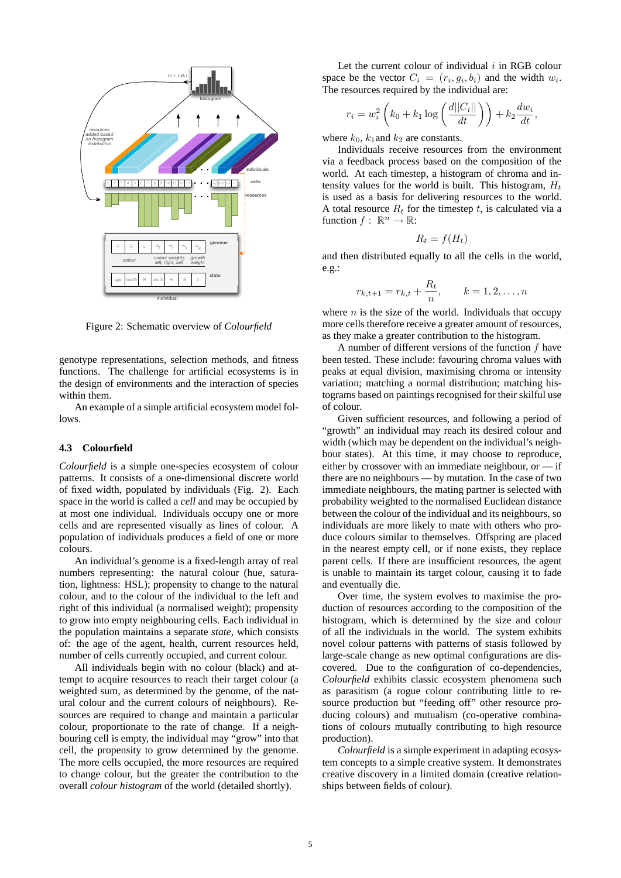histogram

$H_t = f(H_t)$

resources added based on histogram distribution

individuals

cells

resources

H S L $w_l$ $w_r$ $w_s$ $w_g$ genome

colour

colour weights left, right, self

growth weight

age health R width H S V state

individual

Figure 2: Schematic overview of *Colourfield*

genotype representations, selection methods, and fitness functions. The challenge for artificial ecosystems is in the design of environments and the interaction of species within them.

An example of a simple artificial ecosystem model follows.

### 4.3 Colourfield

*Colourfield* is a simple one-species ecosystem of colour patterns. It consists of a one-dimensional discrete world of fixed width, populated by individuals (Fig. 2). Each space in the world is called a *cell* and may be occupied by at most one individual. Individuals occupy one or more cells and are represented visually as lines of colour. A population of individuals produces a field of one or more colours.

An individual's genome is a fixed-length array of real numbers representing: the natural colour (hue, saturation, lightness: HSL); propensity to change to the natural colour, and to the colour of the individual to the left and right of this individual (a normalised weight); propensity to grow into empty neighbouring cells. Each individual in the population maintains a separate *state*, which consists of: the age of the agent, health, current resources held, number of cells currently occupied, and current colour.

All individuals begin with no colour (black) and attempt to acquire resources to reach their target colour (a weighted sum, as determined by the genome, of the natural colour and the current colours of neighbours). Resources are required to change and maintain a particular colour, proportionate to the rate of change. If a neighbouring cell is empty, the individual may "grow" into that cell, the propensity to grow determined by the genome. The more cells occupied, the more resources are required to change colour, but the greater the contribution to the overall *colour histogram* of the world (detailed shortly).

Let the current colour of individual $i$ in RGB colour space be the vector $C_i = (r_i, g_i, b_i)$ and the width $w_i$. The resources required by the individual are:

$$r_i = w_i^2 \left( k_0 + k_1 \log \left( \frac{d||C_i||}{dt} \right) \right) + k_2 \frac{dw_i}{dt},$$

where $k_0$, $k_1$and $k_2$ are constants.

Individuals receive resources from the environment via a feedback process based on the composition of the world. At each timestep, a histogram of chroma and intensity values for the world is built. This histogram, $H_t$ is used as a basis for delivering resources to the world. A total resource $R_t$ for the timestep $t$, is calculated via a function $f : \mathbb{R}^n \to \mathbb{R}$:

$$R_t = f(H_t)$$

and then distributed equally to all the cells in the world, e.g.:

$$r_{k,t+1} = r_{k,t} + \frac{R_t}{n}, \qquad k = 1, 2, \ldots, n$$

where $n$ is the size of the world. Individuals that occupy more cells therefore receive a greater amount of resources, as they make a greater contribution to the histogram.

A number of different versions of the function $f$ have been tested. These include: favouring chroma values with peaks at equal division, maximising chroma or intensity variation; matching a normal distribution; matching histograms based on paintings recognised for their skilful use of colour.

Given sufficient resources, and following a period of "growth" an individual may reach its desired colour and width (which may be dependent on the individual's neighbour states). At this time, it may choose to reproduce, either by crossover with an immediate neighbour, or — if there are no neighbours — by mutation. In the case of two immediate neighbours, the mating partner is selected with probability weighted to the normalised Euclidean distance between the colour of the individual and its neighbours, so individuals are more likely to mate with others who produce colours similar to themselves. Offspring are placed in the nearest empty cell, or if none exists, they replace parent cells. If there are insufficient resources, the agent is unable to maintain its target colour, causing it to fade and eventually die.

Over time, the system evolves to maximise the production of resources according to the composition of the histogram, which is determined by the size and colour of all the individuals in the world. The system exhibits novel colour patterns with patterns of stasis followed by large-scale change as new optimal configurations are discovered. Due to the configuration of co-dependencies, *Colourfield* exhibits classic ecosystem phenomena such as parasitism (a rogue colour contributing little to resource production but "feeding off" other resource producing colours) and mutualism (co-operative combinations of colours mutually contributing to high resource production).

*Colourfield* is a simple experiment in adapting ecosystem concepts to a simple creative system. It demonstrates creative discovery in a limited domain (creative relationships between fields of colour).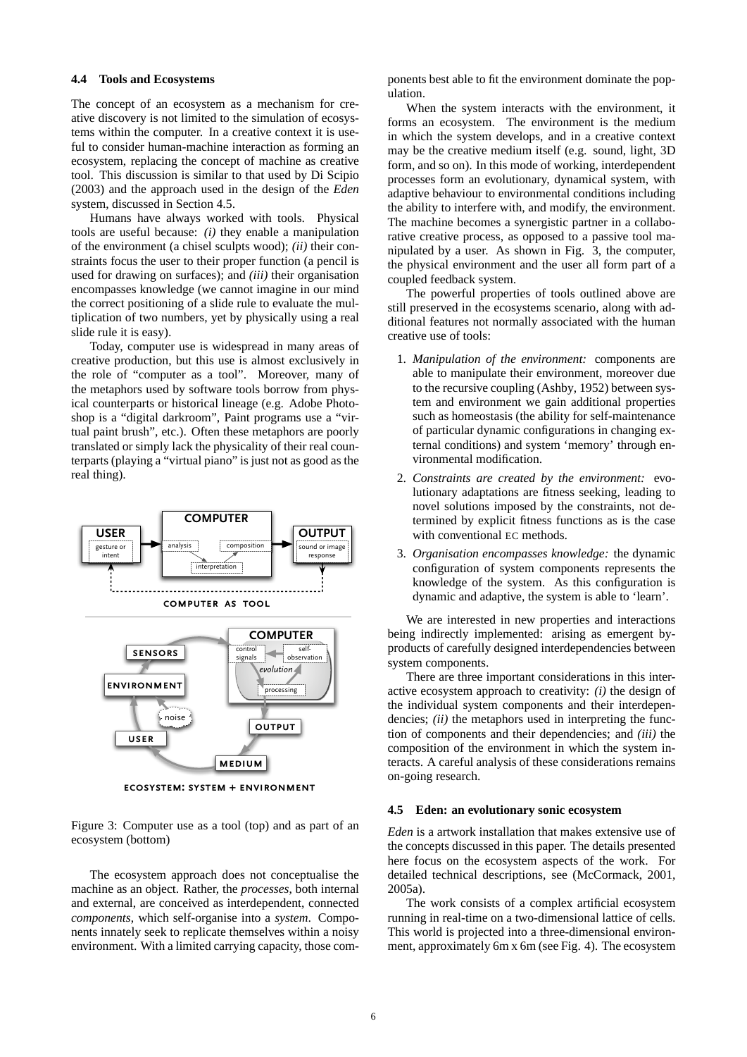### 4.4 Tools and Ecosystems

The concept of an ecosystem as a mechanism for creative discovery is not limited to the simulation of ecosystems within the computer. In a creative context it is useful to consider human-machine interaction as forming an ecosystem, replacing the concept of machine as creative tool. This discussion is similar to that used by Di Scipio (2003) and the approach used in the design of the *Eden* system, discussed in Section 4.5.

Humans have always worked with tools. Physical tools are useful because: *(i)* they enable a manipulation of the environment (a chisel sculpts wood); *(ii)* their constraints focus the user to their proper function (a pencil is used for drawing on surfaces); and *(iii)* their organisation encompasses knowledge (we cannot imagine in our mind the correct positioning of a slide rule to evaluate the multiplication of two numbers, yet by physically using a real slide rule it is easy).

Today, computer use is widespread in many areas of creative production, but this use is almost exclusively in the role of "computer as a tool". Moreover, many of the metaphors used by software tools borrow from physical counterparts or historical lineage (e.g. Adobe Photoshop is a "digital darkroom", Paint programs use a "virtual paint brush", etc.). Often these metaphors are poorly translated or simply lack the physicality of their real counterparts (playing a "virtual piano" is just not as good as the real thing).

Figure 3: Computer use as a tool (top) and as part of an ecosystem (bottom)

The ecosystem approach does not conceptualise the machine as an object. Rather, the *processes*, both internal and external, are conceived as interdependent, connected *components*, which self-organise into a *system*. Components innately seek to replicate themselves within a noisy environment. With a limited carrying capacity, those components best able to fit the environment dominate the population.

When the system interacts with the environment, it forms an ecosystem. The environment is the medium in which the system develops, and in a creative context may be the creative medium itself (e.g. sound, light, 3D form, and so on). In this mode of working, interdependent processes form an evolutionary, dynamical system, with adaptive behaviour to environmental conditions including the ability to interfere with, and modify, the environment. The machine becomes a synergistic partner in a collaborative creative process, as opposed to a passive tool manipulated by a user. As shown in Fig. 3, the computer, the physical environment and the user all form part of a coupled feedback system.

The powerful properties of tools outlined above are still preserved in the ecosystems scenario, along with additional features not normally associated with the human creative use of tools:

1. *Manipulation of the environment:* components are able to manipulate their environment, moreover due to the recursive coupling (Ashby, 1952) between system and environment we gain additional properties such as homeostasis (the ability for self-maintenance of particular dynamic configurations in changing external conditions) and system 'memory' through environmental modification.
2. *Constraints are created by the environment:* evolutionary adaptations are fitness seeking, leading to novel solutions imposed by the constraints, not determined by explicit fitness functions as is the case with conventional EC methods.
3. *Organisation encompasses knowledge:* the dynamic configuration of system components represents the knowledge of the system. As this configuration is dynamic and adaptive, the system is able to 'learn'.

We are interested in new properties and interactions being indirectly implemented: arising as emergent by-products of carefully designed interdependencies between system components.

There are three important considerations in this interactive ecosystem approach to creativity: *(i)* the design of the individual system components and their interdependencies; *(ii)* the metaphors used in interpreting the function of components and their dependencies; and *(iii)* the composition of the environment in which the system interacts. A careful analysis of these considerations remains on-going research.

### 4.5 Eden: an evolutionary sonic ecosystem

*Eden* is a artwork installation that makes extensive use of the concepts discussed in this paper. The details presented here focus on the ecosystem aspects of the work. For detailed technical descriptions, see (McCormack, 2001, 2005a).

The work consists of a complex artificial ecosystem running in real-time on a two-dimensional lattice of cells. This world is projected into a three-dimensional environment, approximately 6m x 6m (see Fig. 4). The ecosystem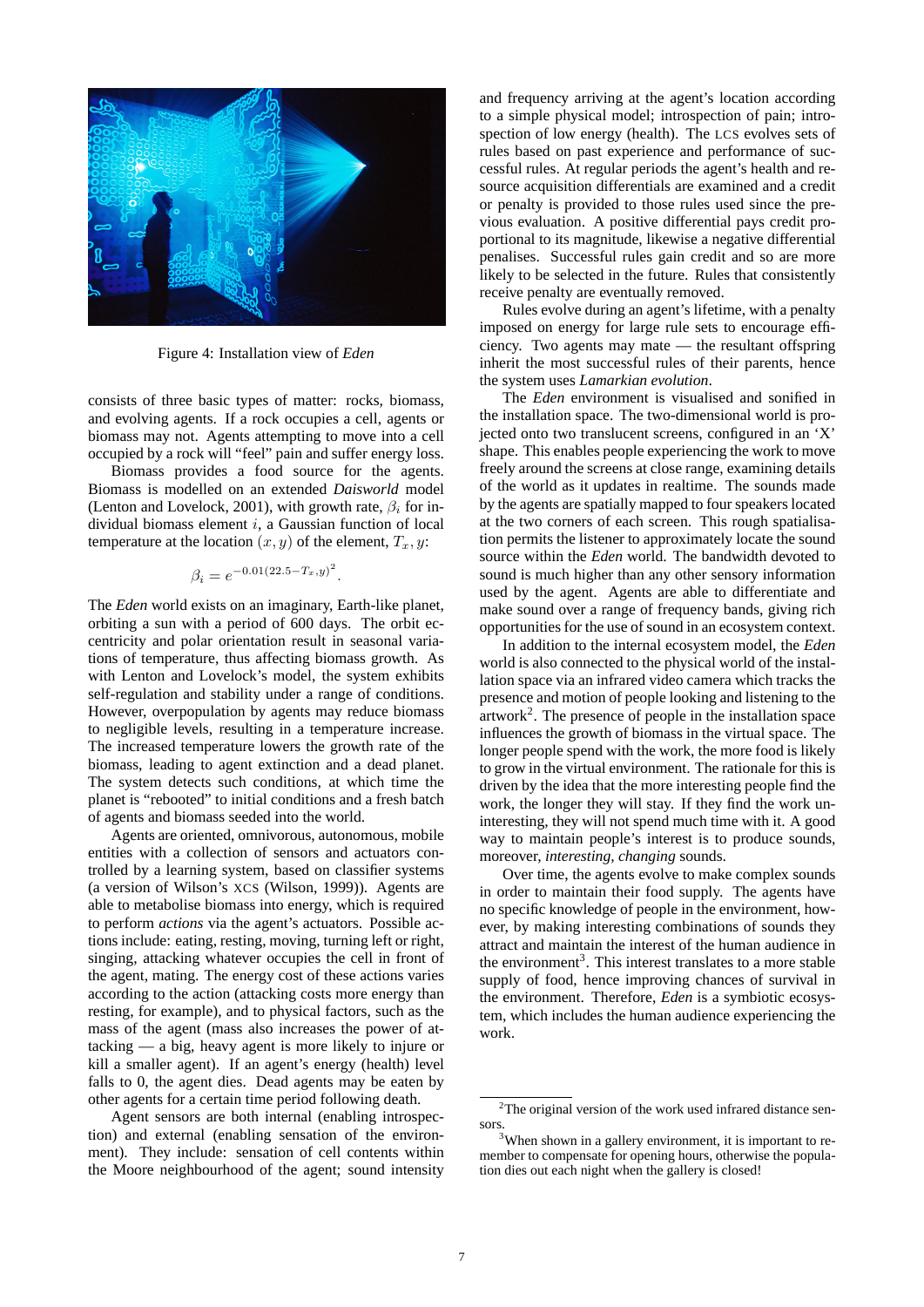Figure 4: Installation view of *Eden*

consists of three basic types of matter: rocks, biomass, and evolving agents. If a rock occupies a cell, agents or biomass may not. Agents attempting to move into a cell occupied by a rock will "feel" pain and suffer energy loss.

Biomass provides a food source for the agents. Biomass is modelled on an extended *Daisworld* model (Lenton and Lovelock, 2001), with growth rate, $\beta_i$ for individual biomass element $i$, a Gaussian function of local temperature at the location $(x, y)$ of the element, $T_x, y$:

$$\beta_i = e^{-0.01(22.5 - T_x, y)^2}.$$

The *Eden* world exists on an imaginary, Earth-like planet, orbiting a sun with a period of 600 days. The orbit eccentricity and polar orientation result in seasonal variations of temperature, thus affecting biomass growth. As with Lenton and Lovelock's model, the system exhibits self-regulation and stability under a range of conditions. However, overpopulation by agents may reduce biomass to negligible levels, resulting in a temperature increase. The increased temperature lowers the growth rate of the biomass, leading to agent extinction and a dead planet. The system detects such conditions, at which time the planet is "rebooted" to initial conditions and a fresh batch of agents and biomass seeded into the world.

Agents are oriented, omnivorous, autonomous, mobile entities with a collection of sensors and actuators controlled by a learning system, based on classifier systems (a version of Wilson's XCS (Wilson, 1999)). Agents are able to metabolise biomass into energy, which is required to perform *actions* via the agent's actuators. Possible actions include: eating, resting, moving, turning left or right, singing, attacking whatever occupies the cell in front of the agent, mating. The energy cost of these actions varies according to the action (attacking costs more energy than resting, for example), and to physical factors, such as the mass of the agent (mass also increases the power of attacking — a big, heavy agent is more likely to injure or kill a smaller agent). If an agent's energy (health) level falls to 0, the agent dies. Dead agents may be eaten by other agents for a certain time period following death.

Agent sensors are both internal (enabling introspection) and external (enabling sensation of the environment). They include: sensation of cell contents within the Moore neighbourhood of the agent; sound intensity and frequency arriving at the agent's location according to a simple physical model; introspection of pain; introspection of low energy (health). The LCS evolves sets of rules based on past experience and performance of successful rules. At regular periods the agent's health and resource acquisition differentials are examined and a credit or penalty is provided to those rules used since the previous evaluation. A positive differential pays credit proportional to its magnitude, likewise a negative differential penalises. Successful rules gain credit and so are more likely to be selected in the future. Rules that consistently receive penalty are eventually removed.

Rules evolve during an agent's lifetime, with a penalty imposed on energy for large rule sets to encourage efficiency. Two agents may mate — the resultant offspring inherit the most successful rules of their parents, hence the system uses *Lamarkian evolution*.

The *Eden* environment is visualised and sonified in the installation space. The two-dimensional world is projected onto two translucent screens, configured in an 'X' shape. This enables people experiencing the work to move freely around the screens at close range, examining details of the world as it updates in realtime. The sounds made by the agents are spatially mapped to four speakers located at the two corners of each screen. This rough spatialisation permits the listener to approximately locate the sound source within the *Eden* world. The bandwidth devoted to sound is much higher than any other sensory information used by the agent. Agents are able to differentiate and make sound over a range of frequency bands, giving rich opportunities for the use of sound in an ecosystem context.

In addition to the internal ecosystem model, the *Eden* world is also connected to the physical world of the installation space via an infrared video camera which tracks the presence and motion of people looking and listening to the artwork[2]. The presence of people in the installation space influences the growth of biomass in the virtual space. The longer people spend with the work, the more food is likely to grow in the virtual environment. The rationale for this is driven by the idea that the more interesting people find the work, the longer they will stay. If they find the work uninteresting, they will not spend much time with it. A good way to maintain people's interest is to produce sounds, moreover, *interesting, changing* sounds.

Over time, the agents evolve to make complex sounds in order to maintain their food supply. The agents have no specific knowledge of people in the environment, however, by making interesting combinations of sounds they attract and maintain the interest of the human audience in the environment[3]. This interest translates to a more stable supply of food, hence improving chances of survival in the environment. Therefore, *Eden* is a symbiotic ecosystem, which includes the human audience experiencing the work.

[2] The original version of the work used infrared distance sensors.

[3] When shown in a gallery environment, it is important to remember to compensate for opening hours, otherwise the population dies out each night when the gallery is closed!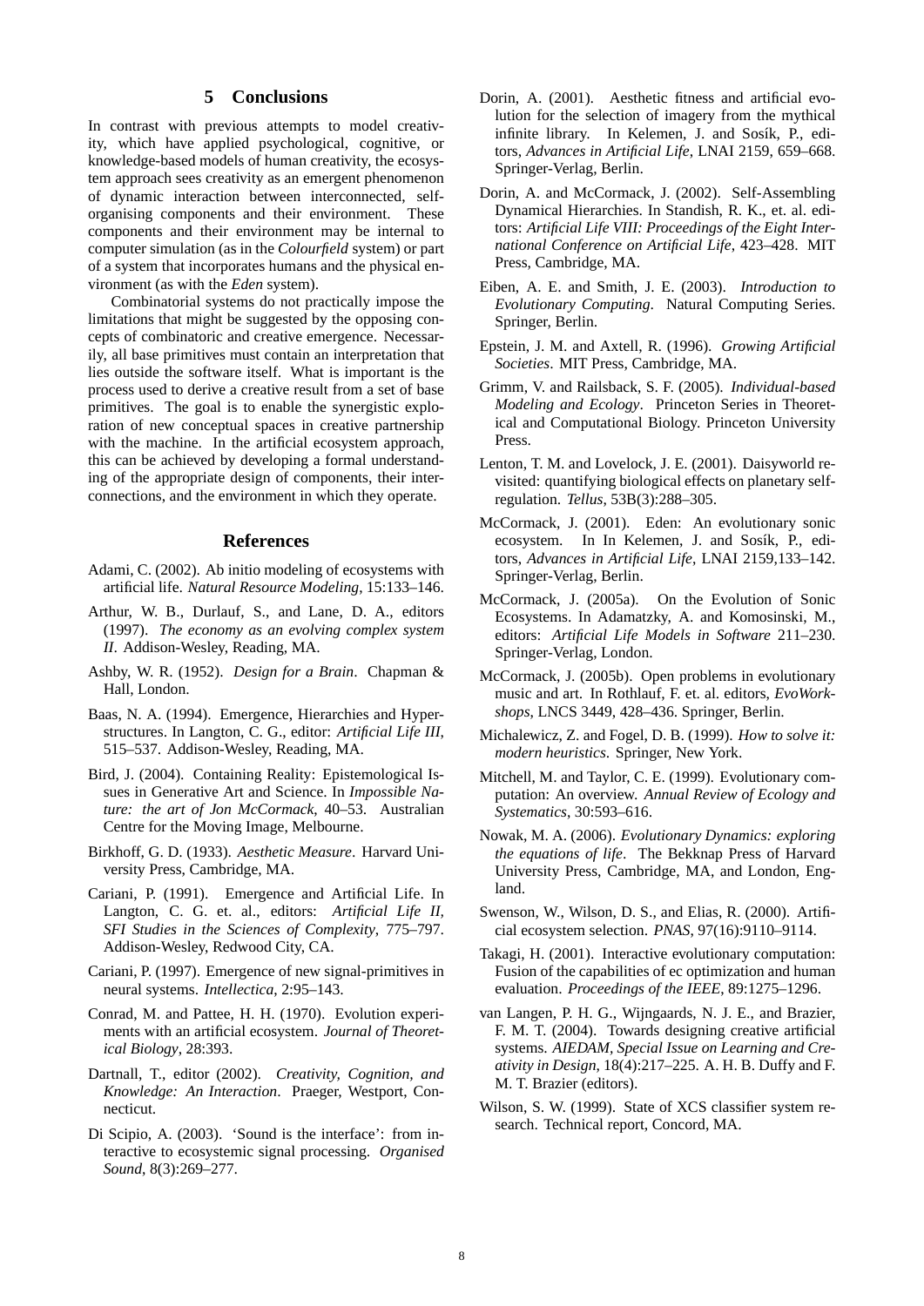## 5 Conclusions

In contrast with previous attempts to model creativity, which have applied psychological, cognitive, or knowledge-based models of human creativity, the ecosystem approach sees creativity as an emergent phenomenon of dynamic interaction between interconnected, self-organising components and their environment. These components and their environment may be internal to computer simulation (as in the *Colourfield* system) or part of a system that incorporates humans and the physical environment (as with the *Eden* system).

Combinatorial systems do not practically impose the limitations that might be suggested by the opposing concepts of combinatoric and creative emergence. Necessarily, all base primitives must contain an interpretation that lies outside the software itself. What is important is the process used to derive a creative result from a set of base primitives. The goal is to enable the synergistic exploration of new conceptual spaces in creative partnership with the machine. In the artificial ecosystem approach, this can be achieved by developing a formal understanding of the appropriate design of components, their interconnections, and the environment in which they operate.

## References

Adami, C. (2002). Ab initio modeling of ecosystems with artificial life. *Natural Resource Modeling*, 15:133–146.

Arthur, W. B., Durlauf, S., and Lane, D. A., editors (1997). *The economy as an evolving complex system II*. Addison-Wesley, Reading, MA.

Ashby, W. R. (1952). *Design for a Brain*. Chapman & Hall, London.

Baas, N. A. (1994). Emergence, Hierarchies and Hyperstructures. In Langton, C. G., editor: *Artificial Life III*, 515–537. Addison-Wesley, Reading, MA.

Bird, J. (2004). Containing Reality: Epistemological Issues in Generative Art and Science. In *Impossible Nature: the art of Jon McCormack*, 40–53. Australian Centre for the Moving Image, Melbourne.

Birkhoff, G. D. (1933). *Aesthetic Measure*. Harvard University Press, Cambridge, MA.

Cariani, P. (1991). Emergence and Artificial Life. In Langton, C. G. et. al., editors: *Artificial Life II, SFI Studies in the Sciences of Complexity*, 775–797. Addison-Wesley, Redwood City, CA.

Cariani, P. (1997). Emergence of new signal-primitives in neural systems. *Intellectica*, 2:95–143.

Conrad, M. and Pattee, H. H. (1970). Evolution experiments with an artificial ecosystem. *Journal of Theoretical Biology*, 28:393.

Dartnall, T., editor (2002). *Creativity, Cognition, and Knowledge: An Interaction*. Praeger, Westport, Connecticut.

Di Scipio, A. (2003). 'Sound is the interface': from interactive to ecosystemic signal processing. *Organised Sound*, 8(3):269–277.

Dorin, A. (2001). Aesthetic fitness and artificial evolution for the selection of imagery from the mythical infinite library. In Kelemen, J. and Sosík, P., editors, *Advances in Artificial Life*, LNAI 2159, 659–668. Springer-Verlag, Berlin.

Dorin, A. and McCormack, J. (2002). Self-Assembling Dynamical Hierarchies. In Standish, R. K., et. al. editors: *Artificial Life VIII: Proceedings of the Eight International Conference on Artificial Life*, 423–428. MIT Press, Cambridge, MA.

Eiben, A. E. and Smith, J. E. (2003). *Introduction to Evolutionary Computing*. Natural Computing Series. Springer, Berlin.

Epstein, J. M. and Axtell, R. (1996). *Growing Artificial Societies*. MIT Press, Cambridge, MA.

Grimm, V. and Railsback, S. F. (2005). *Individual-based Modeling and Ecology*. Princeton Series in Theoretical and Computational Biology. Princeton University Press.

Lenton, T. M. and Lovelock, J. E. (2001). Daisyworld revisited: quantifying biological effects on planetary self-regulation. *Tellus*, 53B(3):288–305.

McCormack, J. (2001). Eden: An evolutionary sonic ecosystem. In In Kelemen, J. and Sosík, P., editors, *Advances in Artificial Life*, LNAI 2159,133–142. Springer-Verlag, Berlin.

McCormack, J. (2005a). On the Evolution of Sonic Ecosystems. In Adamatzky, A. and Komosinski, M., editors: *Artificial Life Models in Software* 211–230. Springer-Verlag, London.

McCormack, J. (2005b). Open problems in evolutionary music and art. In Rothlauf, F. et. al. editors, *EvoWorkshops*, LNCS 3449, 428–436. Springer, Berlin.

Michalewicz, Z. and Fogel, D. B. (1999). *How to solve it: modern heuristics*. Springer, New York.

Mitchell, M. and Taylor, C. E. (1999). Evolutionary computation: An overview. *Annual Review of Ecology and Systematics*, 30:593–616.

Nowak, M. A. (2006). *Evolutionary Dynamics: exploring the equations of life*. The Bekknap Press of Harvard University Press, Cambridge, MA, and London, England.

Swenson, W., Wilson, D. S., and Elias, R. (2000). Artificial ecosystem selection. *PNAS*, 97(16):9110–9114.

Takagi, H. (2001). Interactive evolutionary computation: Fusion of the capabilities of ec optimization and human evaluation. *Proceedings of the IEEE*, 89:1275–1296.

van Langen, P. H. G., Wijngaards, N. J. E., and Brazier, F. M. T. (2004). Towards designing creative artificial systems. *AIEDAM, Special Issue on Learning and Creativity in Design*, 18(4):217–225. A. H. B. Duffy and F. M. T. Brazier (editors).

Wilson, S. W. (1999). State of XCS classifier system research. Technical report, Concord, MA.